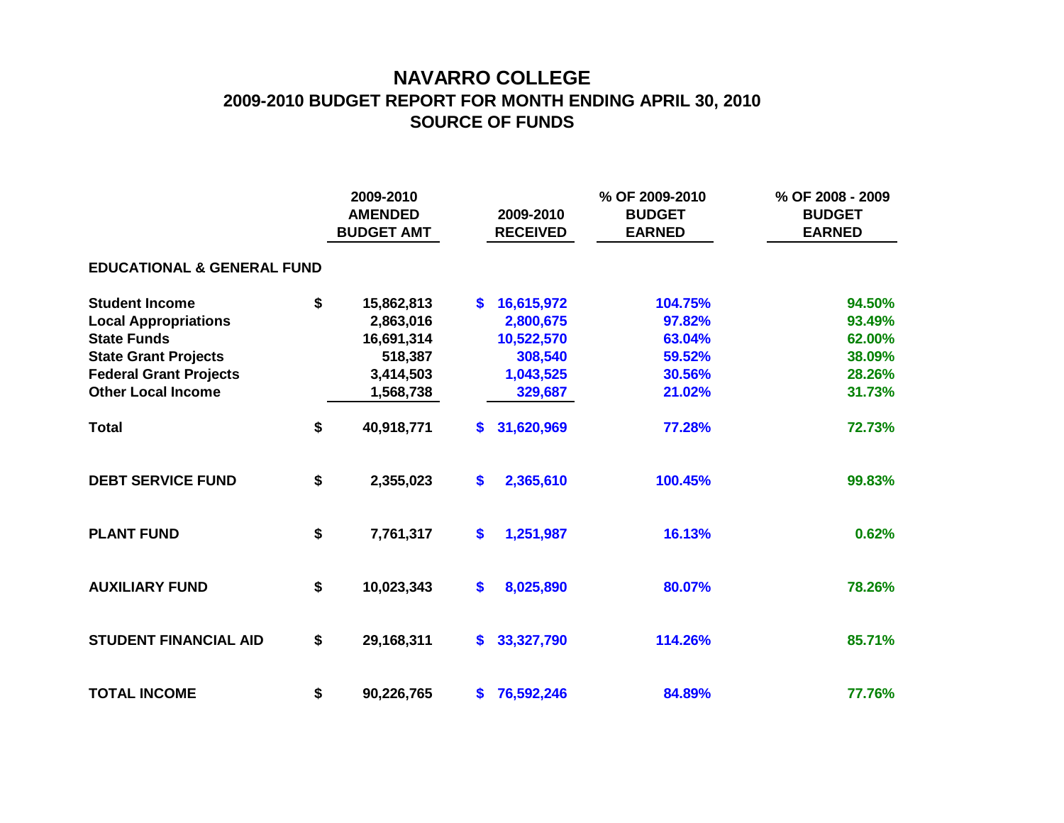# NAVARRO COLLEGE
## 2009-2010 BUDGET REPORT FOR MONTH ENDING APRIL 30, 2010
## SOURCE OF FUNDS

| | 2009-2010 AMENDED BUDGET AMT | 2009-2010 RECEIVED | % OF 2009-2010 BUDGET EARNED | % OF 2008 - 2009 BUDGET EARNED |
|---|---|---|---|---|
| **EDUCATIONAL & GENERAL FUND** | | | | |
| **Student Income** | $ 15,862,813 | $ 16,615,972 | 104.75% | 94.50% |
| **Local Appropriations** | 2,863,016 | 2,800,675 | 97.82% | 93.49% |
| **State Funds** | 16,691,314 | 10,522,570 | 63.04% | 62.00% |
| **State Grant Projects** | 518,387 | 308,540 | 59.52% | 38.09% |
| **Federal Grant Projects** | 3,414,503 | 1,043,525 | 30.56% | 28.26% |
| **Other Local Income** | 1,568,738 | 329,687 | 21.02% | 31.73% |
| **Total** | $ 40,918,771 | $ 31,620,969 | 77.28% | 72.73% |
| **DEBT SERVICE FUND** | $ 2,355,023 | $ 2,365,610 | 100.45% | 99.83% |
| **PLANT FUND** | $ 7,761,317 | $ 1,251,987 | 16.13% | 0.62% |
| **AUXILIARY FUND** | $ 10,023,343 | $ 8,025,890 | 80.07% | 78.26% |
| **STUDENT FINANCIAL AID** | $ 29,168,311 | $ 33,327,790 | 114.26% | 85.71% |
| **TOTAL INCOME** | $ 90,226,765 | $ 76,592,246 | 84.89% | 77.76% |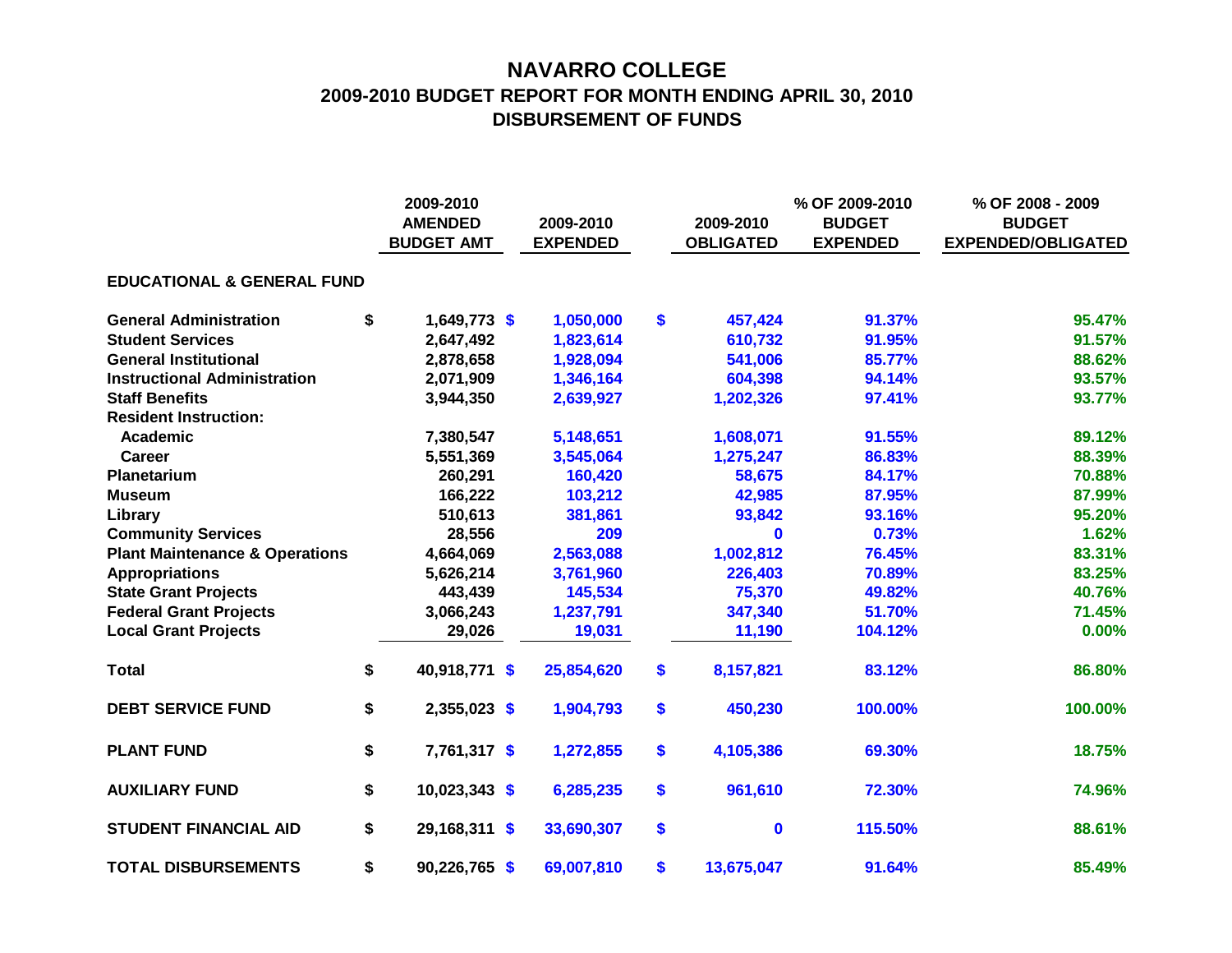# NAVARRO COLLEGE
## 2009-2010 BUDGET REPORT FOR MONTH ENDING APRIL 30, 2010
## DISBURSEMENT OF FUNDS

| | 2009-2010 AMENDED BUDGET AMT | 2009-2010 EXPENDED | 2009-2010 OBLIGATED | % OF 2009-2010 BUDGET EXPENDED | % OF 2008 - 2009 BUDGET EXPENDED/OBLIGATED |
|---|---|---|---|---|---|
| **EDUCATIONAL & GENERAL FUND** | | | | | |
| General Administration | $ 1,649,773 | $ 1,050,000 | $ 457,424 | 91.37% | 95.47% |
| Student Services | 2,647,492 | 1,823,614 | 610,732 | 91.95% | 91.57% |
| General Institutional | 2,878,658 | 1,928,094 | 541,006 | 85.77% | 88.62% |
| Instructional Administration | 2,071,909 | 1,346,164 | 604,398 | 94.14% | 93.57% |
| Staff Benefits | 3,944,350 | 2,639,927 | 1,202,326 | 97.41% | 93.77% |
| Resident Instruction: | | | | | |
| Academic | 7,380,547 | 5,148,651 | 1,608,071 | 91.55% | 89.12% |
| Career | 5,551,369 | 3,545,064 | 1,275,247 | 86.83% | 88.39% |
| Planetarium | 260,291 | 160,420 | 58,675 | 84.17% | 70.88% |
| Museum | 166,222 | 103,212 | 42,985 | 87.95% | 87.99% |
| Library | 510,613 | 381,861 | 93,842 | 93.16% | 95.20% |
| Community Services | 28,556 | 209 | 0 | 0.73% | 1.62% |
| Plant Maintenance & Operations | 4,664,069 | 2,563,088 | 1,002,812 | 76.45% | 83.31% |
| Appropriations | 5,626,214 | 3,761,960 | 226,403 | 70.89% | 83.25% |
| State Grant Projects | 443,439 | 145,534 | 75,370 | 49.82% | 40.76% |
| Federal Grant Projects | 3,066,243 | 1,237,791 | 347,340 | 51.70% | 71.45% |
| Local Grant Projects | 29,026 | 19,031 | 11,190 | 104.12% | 0.00% |
| **Total** | $ 40,918,771 | $ 25,854,620 | $ 8,157,821 | 83.12% | 86.80% |
| **DEBT SERVICE FUND** | $ 2,355,023 | $ 1,904,793 | $ 450,230 | 100.00% | 100.00% |
| **PLANT FUND** | $ 7,761,317 | $ 1,272,855 | $ 4,105,386 | 69.30% | 18.75% |
| **AUXILIARY FUND** | $ 10,023,343 | $ 6,285,235 | $ 961,610 | 72.30% | 74.96% |
| **STUDENT FINANCIAL AID** | $ 29,168,311 | $ 33,690,307 | $ 0 | 115.50% | 88.61% |
| **TOTAL DISBURSEMENTS** | $ 90,226,765 | $ 69,007,810 | $ 13,675,047 | 91.64% | 85.49% |